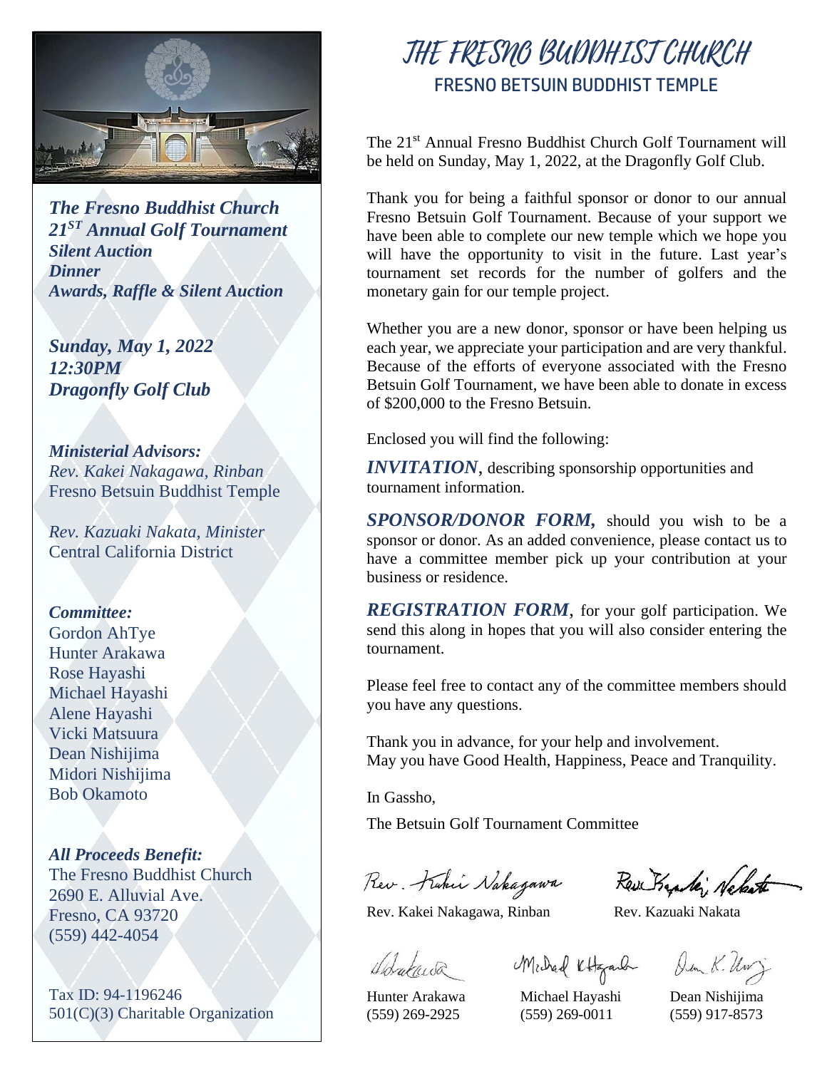# THE FRESNO BUDDHIST CHURCH

## FRESNO BETSUIN BUDDHIST TEMPLE

***The Fresno Buddhist Church***
***21ST Annual Golf Tournament***
***Silent Auction***
***Dinner***
***Awards, Raffle & Silent Auction***

***Sunday, May 1, 2022***
***12:30PM***
***Dragonfly Golf Club***

***Ministerial Advisors:***
*Rev. Kakei Nakagawa, Rinban*
Fresno Betsuin Buddhist Temple

*Rev. Kazuaki Nakata, Minister*
Central California District

***Committee:***
Gordon AhTye
Hunter Arakawa
Rose Hayashi
Michael Hayashi
Alene Hayashi
Vicki Matsuura
Dean Nishijima
Midori Nishijima
Bob Okamoto

***All Proceeds Benefit:***
The Fresno Buddhist Church
2690 E. Alluvial Ave.
Fresno, CA 93720
(559) 442-4054

Tax ID: 94-1196246
501(C)(3) Charitable Organization

The 21st Annual Fresno Buddhist Church Golf Tournament will be held on Sunday, May 1, 2022, at the Dragonfly Golf Club.

Thank you for being a faithful sponsor or donor to our annual Fresno Betsuin Golf Tournament. Because of your support we have been able to complete our new temple which we hope you will have the opportunity to visit in the future. Last year's tournament set records for the number of golfers and the monetary gain for our temple project.

Whether you are a new donor, sponsor or have been helping us each year, we appreciate your participation and are very thankful. Because of the efforts of everyone associated with the Fresno Betsuin Golf Tournament, we have been able to donate in excess of $200,000 to the Fresno Betsuin.

Enclosed you will find the following:

***INVITATION***, describing sponsorship opportunities and tournament information.

***SPONSOR/DONOR FORM,*** should you wish to be a sponsor or donor. As an added convenience, please contact us to have a committee member pick up your contribution at your business or residence.

***REGISTRATION FORM***, for your golf participation. We send this along in hopes that you will also consider entering the tournament.

Please feel free to contact any of the committee members should you have any questions.

Thank you in advance, for your help and involvement.
May you have Good Health, Happiness, Peace and Tranquility.

In Gassho,

The Betsuin Golf Tournament Committee

Rev. Kakei Nakagawa, Rinban — Rev. Kazuaki Nakata

Hunter Arakawa (559) 269-2925 — Michael Hayashi (559) 269-0011 — Dean Nishijima (559) 917-8573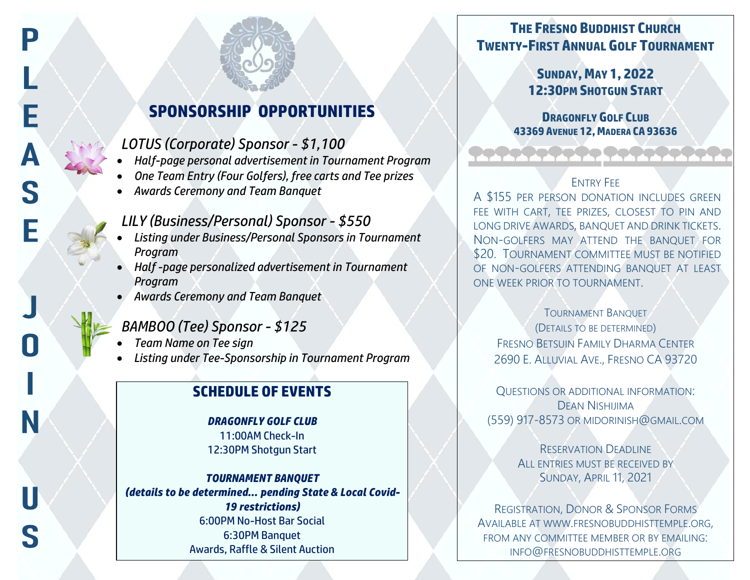PLEASE JOIN US

## SPONSORSHIP OPPORTUNITIES

### *LOTUS (Corporate) Sponsor - $1,100*

- *Half-page personal advertisement in Tournament Program*
- *One Team Entry (Four Golfers), free carts and Tee prizes*
- *Awards Ceremony and Team Banquet*

### *LILY (Business/Personal) Sponsor - $550*

- *Listing under Business/Personal Sponsors in Tournament Program*
- *Half -page personalized advertisement in Tournament Program*
- *Awards Ceremony and Team Banquet*

### *BAMBOO (Tee) Sponsor - $125*

- *Team Name on Tee sign*
- *Listing under Tee-Sponsorship in Tournament Program*

## SCHEDULE OF EVENTS

***DRAGONFLY GOLF CLUB***

11:00AM Check-In

12:30PM Shotgun Start

***TOURNAMENT BANQUET***

***(details to be determined... pending State & Local Covid-19 restrictions)***

6:00PM No-Host Bar Social

6:30PM Banquet

Awards, Raffle & Silent Auction

## The Fresno Buddhist Church Twenty-First Annual Golf Tournament

**Sunday, May 1, 2022**

**12:30pm Shotgun Start**

**Dragonfly Golf Club**

**43369 Avenue 12, Madera CA 93636**

Entry Fee

A $155 per person donation includes green fee with cart, tee prizes, closest to pin and long drive awards, banquet and drink tickets. Non-golfers may attend the banquet for $20. Tournament committee must be notified of non-golfers attending banquet at least one week prior to tournament.

Tournament Banquet

(Details to be determined)

Fresno Betsuin Family Dharma Center

2690 E. Alluvial Ave., Fresno CA 93720

Questions or additional information:

Dean Nishijima

(559) 917-8573 or midorinish@gmail.com

Reservation Deadline

All entries must be received by

Sunday, April 11, 2021

Registration, Donor & Sponsor Forms available at www.fresnobuddhisttemple.org, from any committee member or by emailing: info@fresnobuddhisttemple.org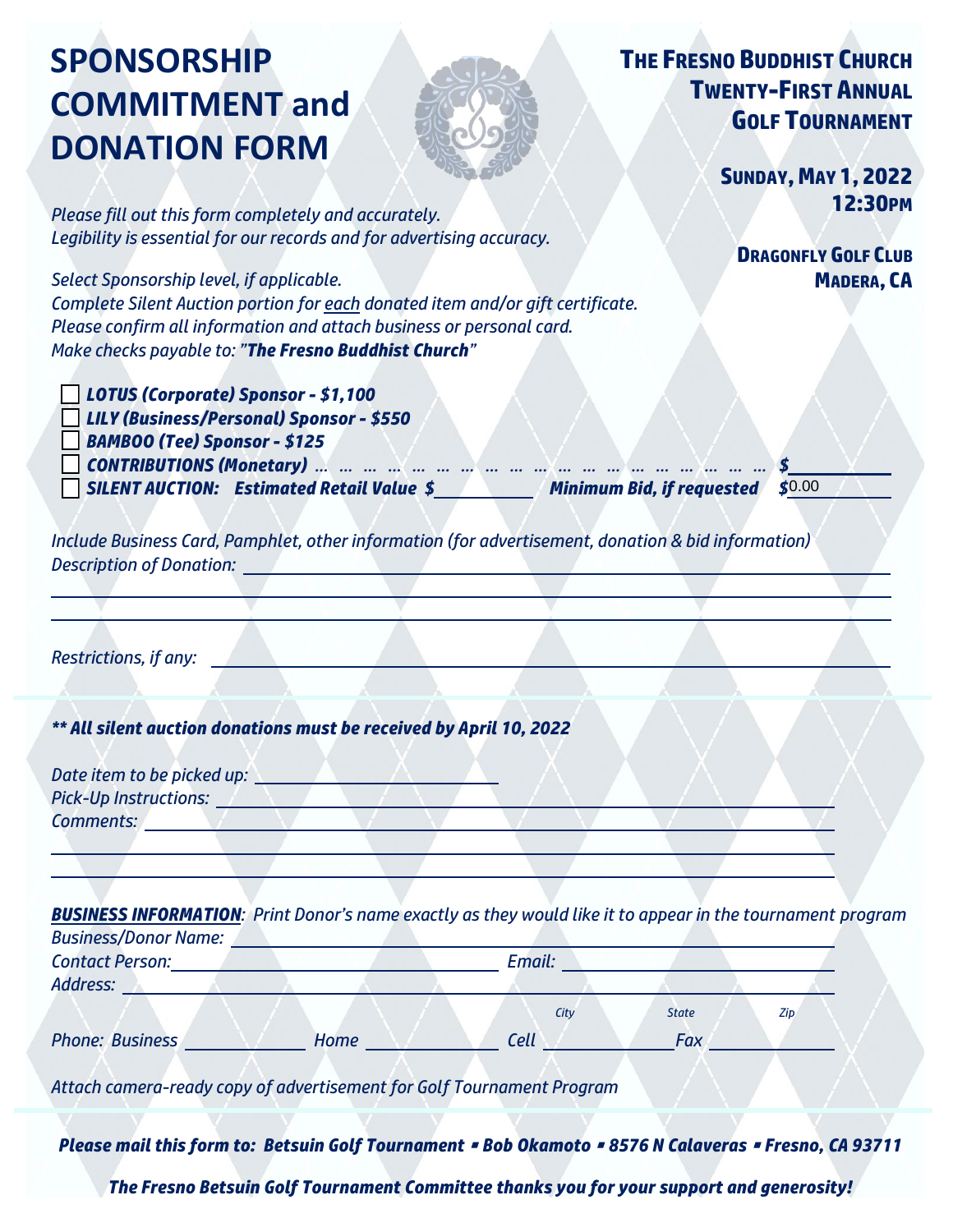# SPONSORSHIP COMMITMENT and DONATION FORM

**THE FRESNO BUDDHIST CHURCH**
**TWENTY-FIRST ANNUAL**
**GOLF TOURNAMENT**

**SUNDAY, MAY 1, 2022**
**12:30PM**

**DRAGONFLY GOLF CLUB**
**MADERA, CA**

*Please fill out this form completely and accurately.*
*Legibility is essential for our records and for advertising accuracy.*

*Select Sponsorship level, if applicable.*
*Complete Silent Auction portion for each donated item and/or gift certificate.*
*Please confirm all information and attach business or personal card.*
*Make checks payable to: "**The Fresno Buddhist Church**"*

- ☐ ***LOTUS (Corporate) Sponsor - $1,100***
- ☐ ***LILY (Business/Personal) Sponsor - $550***
- ☐ ***BAMBOO (Tee) Sponsor - $125***
- ☐ ***CONTRIBUTIONS (Monetary)*** … … … … … … … … … … … … … … … … … … … … ***$*** ________
- ☐ ***SILENT AUCTION: Estimated Retail Value $*** ________ ***Minimum Bid, if requested $***0.00

*Include Business Card, Pamphlet, other information (for advertisement, donation & bid information)*
*Description of Donation:* ____________________________________________

____________________________________________

____________________________________________

*Restrictions, if any:* ____________________________________________

***\*\* All silent auction donations must be received by April 10, 2022***

*Date item to be picked up:* ____________________
*Pick-Up Instructions:* ____________________________________________
*Comments:* ____________________________________________

____________________________________________

____________________________________________

***BUSINESS INFORMATION**: Print Donor's name exactly as they would like it to appear in the tournament program*
*Business/Donor Name:* ____________________________________________
*Contact Person:* ____________________ *Email:* ____________________
*Address:* ____________________________________________
*City* *State* *Zip*
*Phone: Business* __________ *Home* __________ *Cell* __________ *Fax* __________

*Attach camera-ready copy of advertisement for Golf Tournament Program*

***Please mail this form to: Betsuin Golf Tournament ▪ Bob Okamoto ▪ 8576 N Calaveras ▪ Fresno, CA 93711***

***The Fresno Betsuin Golf Tournament Committee thanks you for your support and generosity!***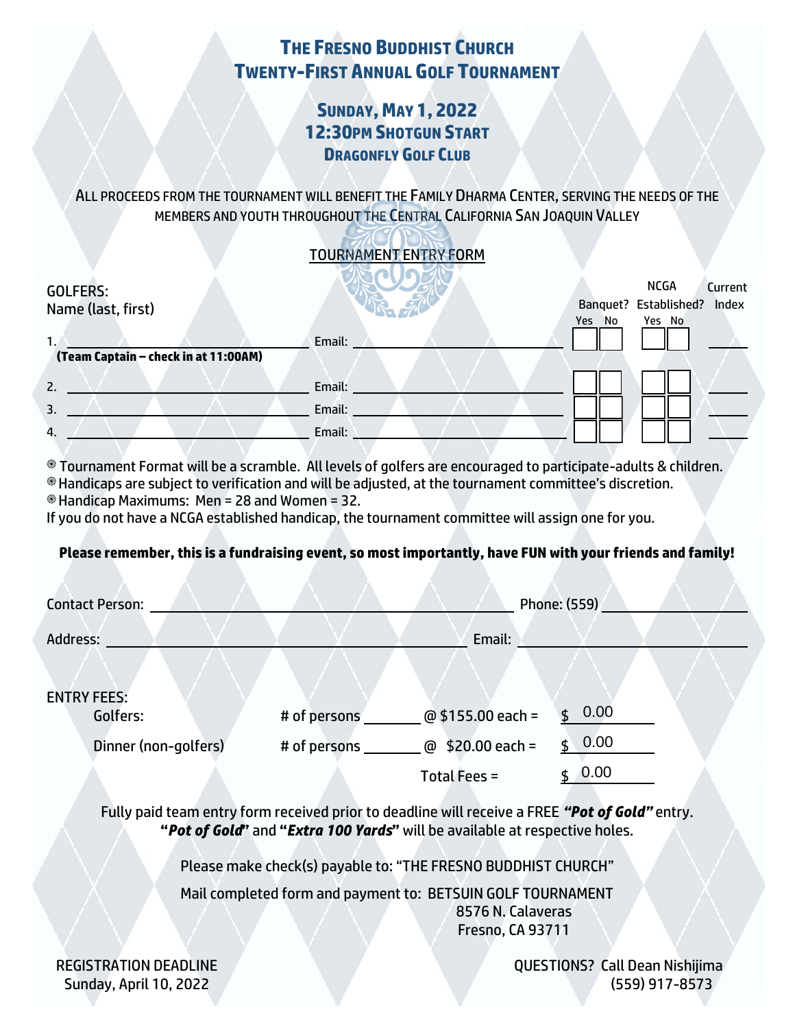# The Fresno Buddhist Church
# Twenty-First Annual Golf Tournament

## Sunday, May 1, 2022
## 12:30PM Shotgun Start
### Dragonfly Golf Club

ALL PROCEEDS FROM THE TOURNAMENT WILL BENEFIT THE FAMILY DHARMA CENTER, SERVING THE NEEDS OF THE MEMBERS AND YOUTH THROUGHOUT THE CENTRAL CALIFORNIA SAN JOAQUIN VALLEY

TOURNAMENT ENTRY FORM

| GOLFERS: Name (last, first) | Email | Banquet? Yes | Banquet? No | NCGA Established? Yes | NCGA Established? No | Current Index |
|---|---|---|---|---|---|---|
| 1. ____________ **(Team Captain – check in at 11:00AM)** | Email: ____________ | | | | | ____ |
| 2. ____________ | Email: ____________ | | | | | ____ |
| 3. ____________ | Email: ____________ | | | | | ____ |
| 4. ____________ | Email: ____________ | | | | | ____ |

- Tournament Format will be a scramble. All levels of golfers are encouraged to participate-adults & children.
- Handicaps are subject to verification and will be adjusted, at the tournament committee's discretion.
- Handicap Maximums: Men = 28 and Women = 32.

If you do not have a NCGA established handicap, the tournament committee will assign one for you.

**Please remember, this is a fundraising event, so most importantly, have FUN with your friends and family!**

Contact Person: ____________ Phone: (559) ____________

Address: ____________ Email: ____________

ENTRY FEES:

| | | | |
|---|---|---|---|
| Golfers: | # of persons ______ | @ $155.00 each = | $ 0.00 |
| Dinner (non-golfers) | # of persons ______ | @ $20.00 each = | $ 0.00 |
| | | Total Fees = | $ 0.00 |

Fully paid team entry form received prior to deadline will receive a FREE ***"Pot of Gold"*** entry.
**"*Pot of Gold*"** and **"*Extra 100 Yards*"** will be available at respective holes.

Please make check(s) payable to: "THE FRESNO BUDDHIST CHURCH"

Mail completed form and payment to: BETSUIN GOLF TOURNAMENT
8576 N. Calaveras
Fresno, CA 93711

REGISTRATION DEADLINE
Sunday, April 10, 2022

QUESTIONS? Call Dean Nishijima
(559) 917-8573